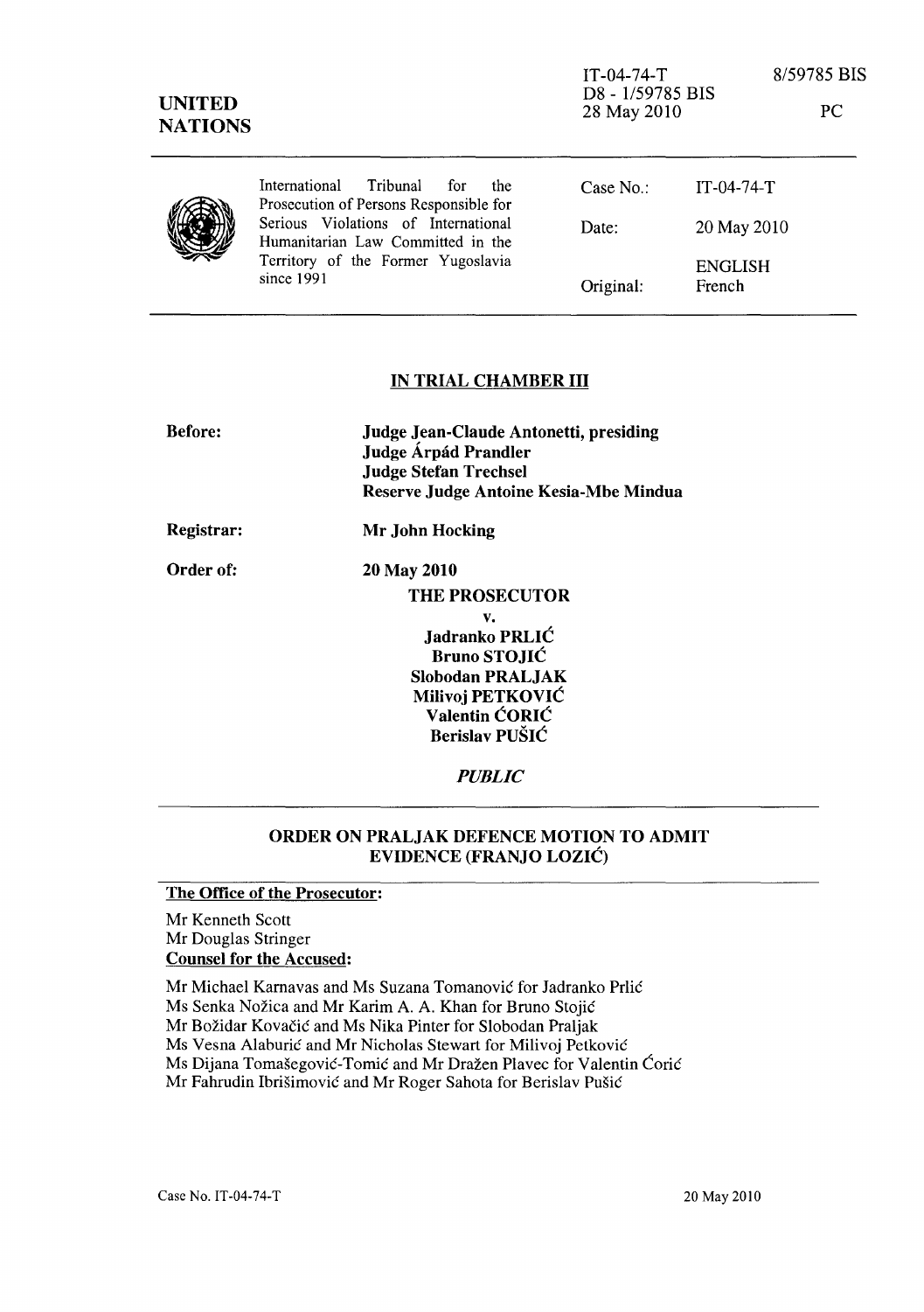IT-04-74-T 8/59785 BIS
D8 - 1/59785 BIS
28 May 2010 PC

**UNITED NATIONS**

International Tribunal for the Prosecution of Persons Responsible for Serious Violations of International Humanitarian Law Committed in the Territory of the Former Yugoslavia since 1991

| | |
|---|---|
| Case No.: | IT-04-74-T |
| Date: | 20 May 2010 |
| Original: | ENGLISH French |

## IN TRIAL CHAMBER III

**Before:**

**Judge Jean-Claude Antonetti, presiding**
**Judge Árpád Prandler**
**Judge Stefan Trechsel**
**Reserve Judge Antoine Kesia-Mbe Mindua**

**Registrar:** **Mr John Hocking**

**Order of:** **20 May 2010**

**THE PROSECUTOR**

**v.**

**Jadranko PRLIĆ**
**Bruno STOJIĆ**
**Slobodan PRALJAK**
**Milivoj PETKOVIĆ**
**Valentin ĆORIĆ**
**Berislav PUŠIĆ**

*PUBLIC*

## ORDER ON PRALJAK DEFENCE MOTION TO ADMIT EVIDENCE (FRANJO LOZIĆ)

**The Office of the Prosecutor:**

Mr Kenneth Scott
Mr Douglas Stringer

**Counsel for the Accused:**

Mr Michael Karnavas and Ms Suzana Tomanović for Jadranko Prlić
Ms Senka Nožica and Mr Karim A. A. Khan for Bruno Stojić
Mr Božidar Kovačić and Ms Nika Pinter for Slobodan Praljak
Ms Vesna Alaburić and Mr Nicholas Stewart for Milivoj Petković
Ms Dijana Tomašegović-Tomić and Mr Dražen Plavec for Valentin Ćorić
Mr Fahrudin Ibrišimović and Mr Roger Sahota for Berislav Pušić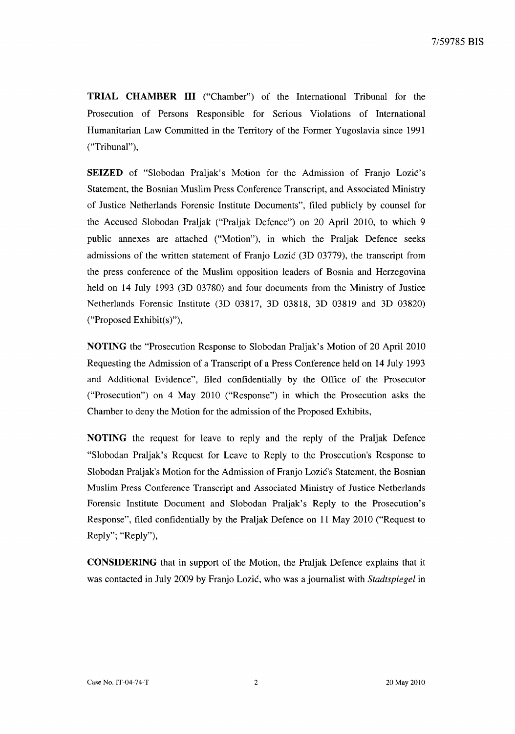**TRIAL CHAMBER III** ("Chamber") of the International Tribunal for the Prosecution of Persons Responsible for Serious Violations of International Humanitarian Law Committed in the Territory of the Former Yugoslavia since 1991 ("Tribunal"),

**SEIZED** of "Slobodan Praljak's Motion for the Admission of Franjo Lozić's Statement, the Bosnian Muslim Press Conference Transcript, and Associated Ministry of Justice Netherlands Forensic Institute Documents", filed publicly by counsel for the Accused Slobodan Praljak ("Praljak Defence") on 20 April 2010, to which 9 public annexes are attached ("Motion"), in which the Praljak Defence seeks admissions of the written statement of Franjo Lozić (3D 03779), the transcript from the press conference of the Muslim opposition leaders of Bosnia and Herzegovina held on 14 July 1993 (3D 03780) and four documents from the Ministry of Justice Netherlands Forensic Institute (3D 03817, 3D 03818, 3D 03819 and 3D 03820) ("Proposed Exhibit(s)"),

**NOTING** the "Prosecution Response to Slobodan Praljak's Motion of 20 April 2010 Requesting the Admission of a Transcript of a Press Conference held on 14 July 1993 and Additional Evidence", filed confidentially by the Office of the Prosecutor ("Prosecution") on 4 May 2010 ("Response") in which the Prosecution asks the Chamber to deny the Motion for the admission of the Proposed Exhibits,

**NOTING** the request for leave to reply and the reply of the Praljak Defence "Slobodan Praljak's Request for Leave to Reply to the Prosecution's Response to Slobodan Praljak's Motion for the Admission of Franjo Lozić's Statement, the Bosnian Muslim Press Conference Transcript and Associated Ministry of Justice Netherlands Forensic Institute Document and Slobodan Praljak's Reply to the Prosecution's Response", filed confidentially by the Praljak Defence on 11 May 2010 ("Request to Reply"; "Reply"),

**CONSIDERING** that in support of the Motion, the Praljak Defence explains that it was contacted in July 2009 by Franjo Lozić, who was a journalist with *Stadtspiegel* in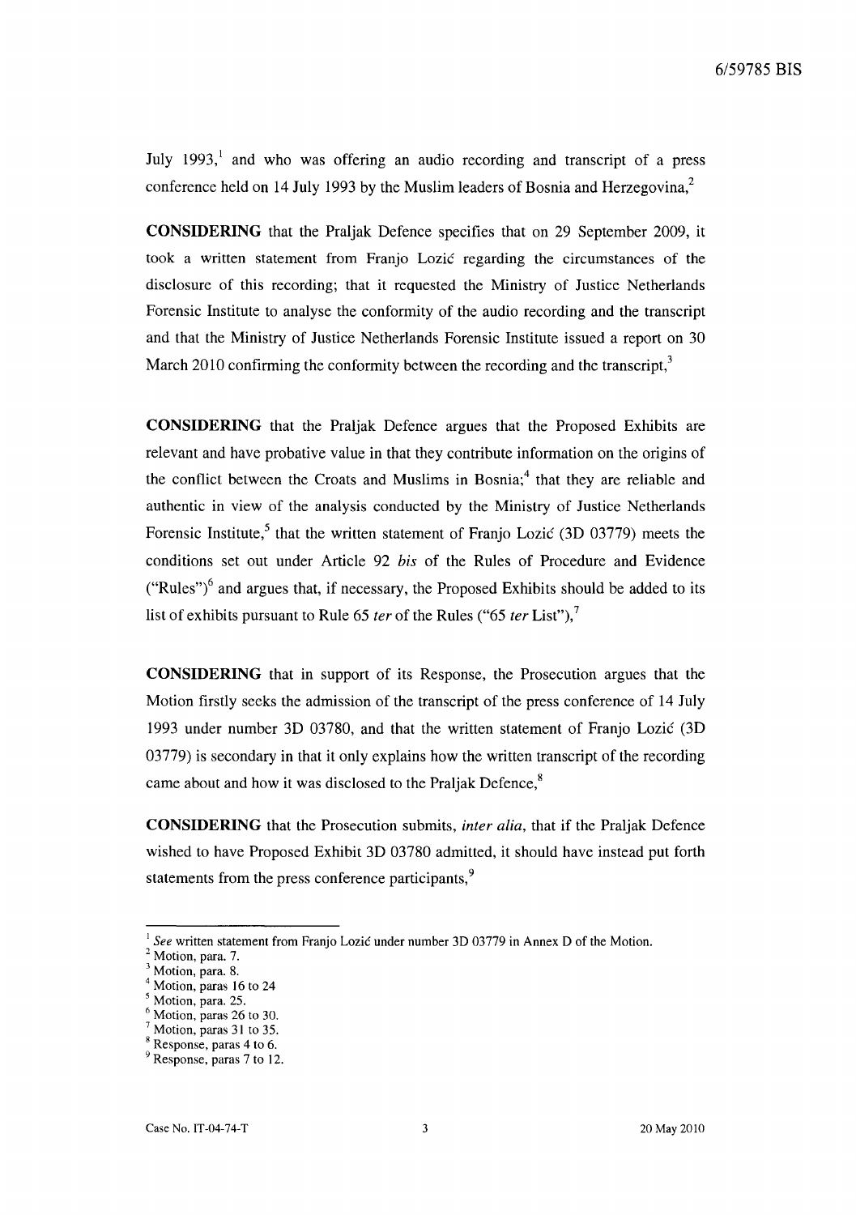July 1993,[1] and who was offering an audio recording and transcript of a press conference held on 14 July 1993 by the Muslim leaders of Bosnia and Herzegovina,[2]

**CONSIDERING** that the Praljak Defence specifies that on 29 September 2009, it took a written statement from Franjo Lozić regarding the circumstances of the disclosure of this recording; that it requested the Ministry of Justice Netherlands Forensic Institute to analyse the conformity of the audio recording and the transcript and that the Ministry of Justice Netherlands Forensic Institute issued a report on 30 March 2010 confirming the conformity between the recording and the transcript,[3]

**CONSIDERING** that the Praljak Defence argues that the Proposed Exhibits are relevant and have probative value in that they contribute information on the origins of the conflict between the Croats and Muslims in Bosnia;[4] that they are reliable and authentic in view of the analysis conducted by the Ministry of Justice Netherlands Forensic Institute,[5] that the written statement of Franjo Lozić (3D 03779) meets the conditions set out under Article 92 *bis* of the Rules of Procedure and Evidence ("Rules")[6] and argues that, if necessary, the Proposed Exhibits should be added to its list of exhibits pursuant to Rule 65 *ter* of the Rules ("65 *ter* List"),[7]

**CONSIDERING** that in support of its Response, the Prosecution argues that the Motion firstly seeks the admission of the transcript of the press conference of 14 July 1993 under number 3D 03780, and that the written statement of Franjo Lozić (3D 03779) is secondary in that it only explains how the written transcript of the recording came about and how it was disclosed to the Praljak Defence,[8]

**CONSIDERING** that the Prosecution submits, *inter alia*, that if the Praljak Defence wished to have Proposed Exhibit 3D 03780 admitted, it should have instead put forth statements from the press conference participants,[9]

---

[1] *See* written statement from Franjo Lozić under number 3D 03779 in Annex D of the Motion.
[2] Motion, para. 7.
[3] Motion, para. 8.
[4] Motion, paras 16 to 24
[5] Motion, para. 25.
[6] Motion, paras 26 to 30.
[7] Motion, paras 31 to 35.
[8] Response, paras 4 to 6.
[9] Response, paras 7 to 12.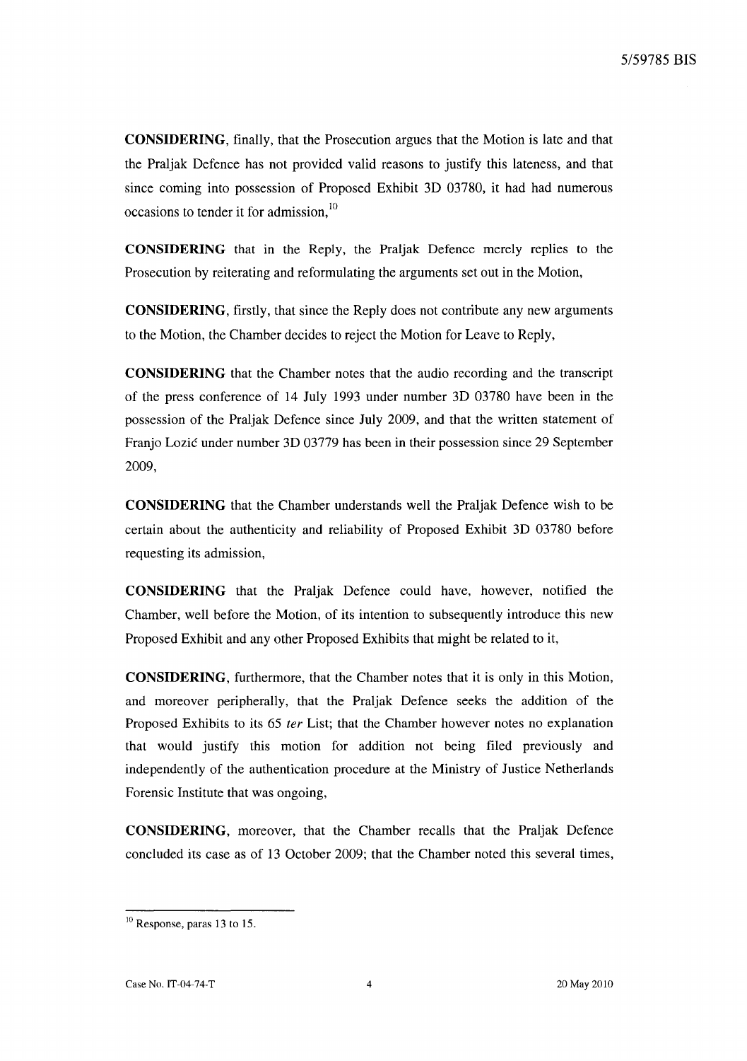**CONSIDERING**, finally, that the Prosecution argues that the Motion is late and that the Praljak Defence has not provided valid reasons to justify this lateness, and that since coming into possession of Proposed Exhibit 3D 03780, it had had numerous occasions to tender it for admission,[10]

**CONSIDERING** that in the Reply, the Praljak Defence merely replies to the Prosecution by reiterating and reformulating the arguments set out in the Motion,

**CONSIDERING**, firstly, that since the Reply does not contribute any new arguments to the Motion, the Chamber decides to reject the Motion for Leave to Reply,

**CONSIDERING** that the Chamber notes that the audio recording and the transcript of the press conference of 14 July 1993 under number 3D 03780 have been in the possession of the Praljak Defence since July 2009, and that the written statement of Franjo Lozić under number 3D 03779 has been in their possession since 29 September 2009,

**CONSIDERING** that the Chamber understands well the Praljak Defence wish to be certain about the authenticity and reliability of Proposed Exhibit 3D 03780 before requesting its admission,

**CONSIDERING** that the Praljak Defence could have, however, notified the Chamber, well before the Motion, of its intention to subsequently introduce this new Proposed Exhibit and any other Proposed Exhibits that might be related to it,

**CONSIDERING**, furthermore, that the Chamber notes that it is only in this Motion, and moreover peripherally, that the Praljak Defence seeks the addition of the Proposed Exhibits to its 65 *ter* List; that the Chamber however notes no explanation that would justify this motion for addition not being filed previously and independently of the authentication procedure at the Ministry of Justice Netherlands Forensic Institute that was ongoing,

**CONSIDERING**, moreover, that the Chamber recalls that the Praljak Defence concluded its case as of 13 October 2009; that the Chamber noted this several times,

---

[10] Response, paras 13 to 15.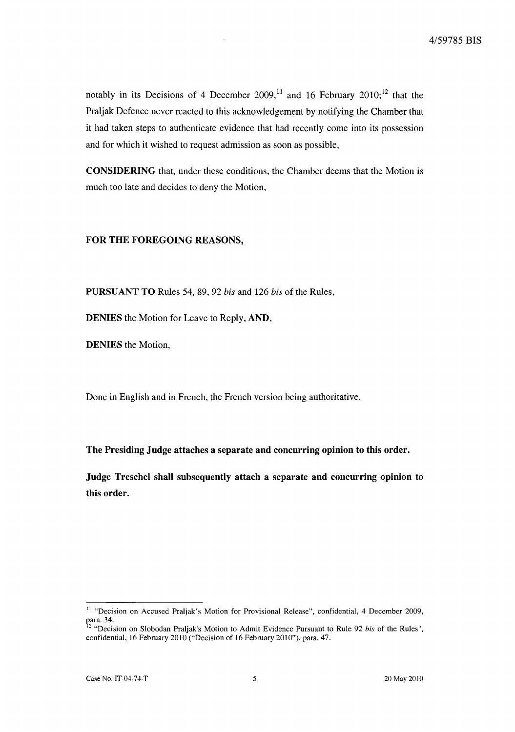notably in its Decisions of 4 December 2009,[11] and 16 February 2010;[12] that the Praljak Defence never reacted to this acknowledgement by notifying the Chamber that it had taken steps to authenticate evidence that had recently come into its possession and for which it wished to request admission as soon as possible,

**CONSIDERING** that, under these conditions, the Chamber deems that the Motion is much too late and decides to deny the Motion,

**FOR THE FOREGOING REASONS,**

**PURSUANT TO** Rules 54, 89, 92 *bis* and 126 *bis* of the Rules,

**DENIES** the Motion for Leave to Reply, **AND,**

**DENIES** the Motion,

Done in English and in French, the French version being authoritative.

**The Presiding Judge attaches a separate and concurring opinion to this order.**

**Judge Treschel shall subsequently attach a separate and concurring opinion to this order.**

---

[11] "Decision on Accused Praljak's Motion for Provisional Release", confidential, 4 December 2009, para. 34.

[12] "Decision on Slobodan Praljak's Motion to Admit Evidence Pursuant to Rule 92 *bis* of the Rules", confidential, 16 February 2010 ("Decision of 16 February 2010"), para. 47.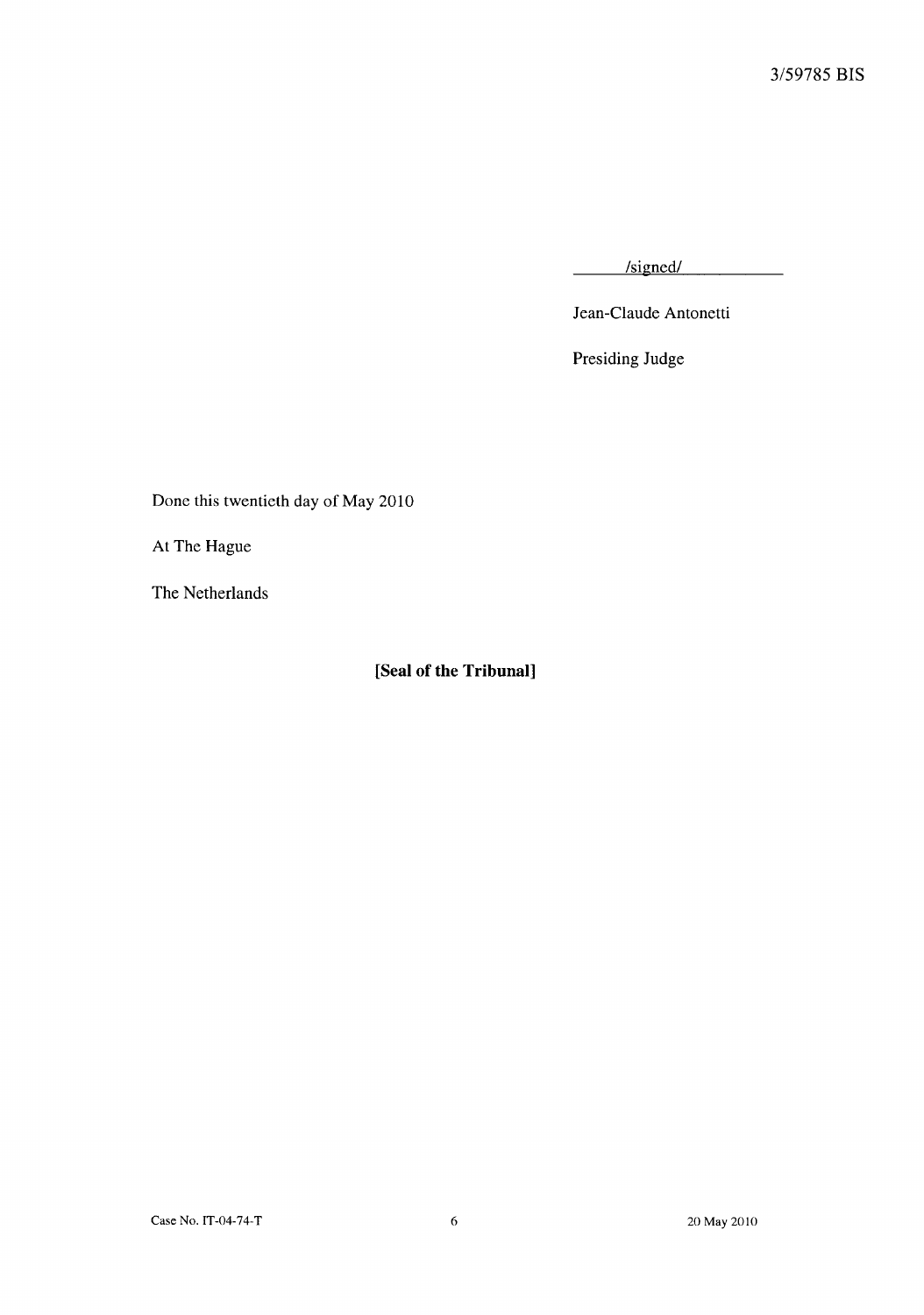/signed/

Jean-Claude Antonetti

Presiding Judge

Done this twentieth day of May 2010

At The Hague

The Netherlands

**[Seal of the Tribunal]**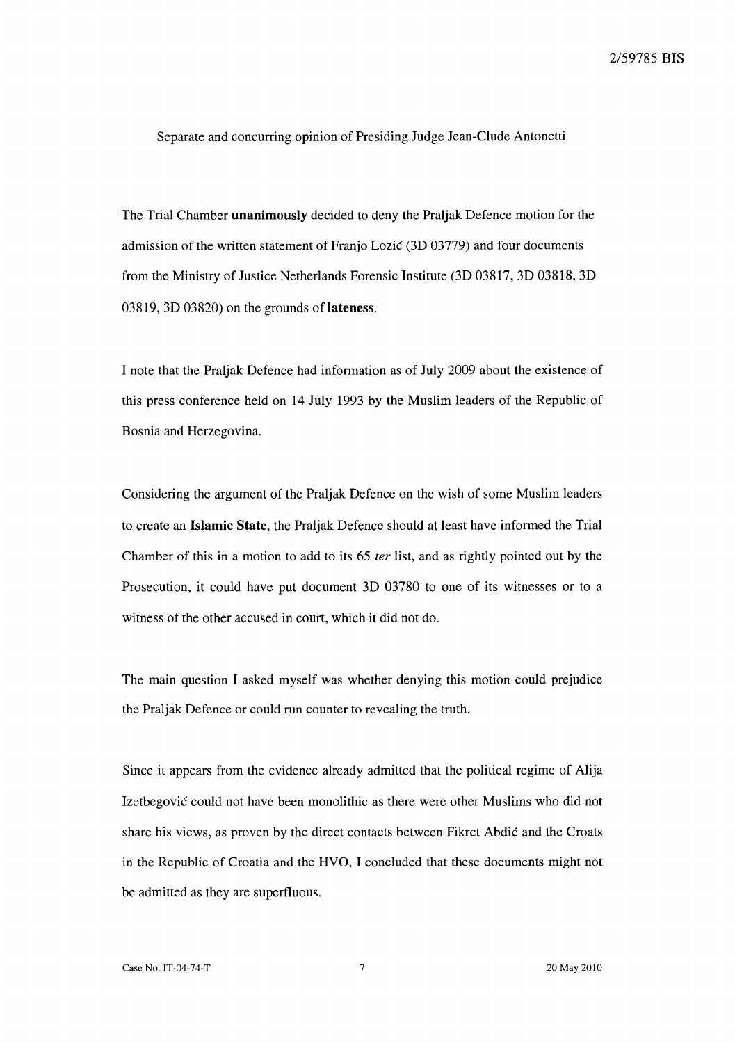Separate and concurring opinion of Presiding Judge Jean-Clude Antonetti

The Trial Chamber **unanimously** decided to deny the Praljak Defence motion for the admission of the written statement of Franjo Lozić (3D 03779) and four documents from the Ministry of Justice Netherlands Forensic Institute (3D 03817, 3D 03818, 3D 03819, 3D 03820) on the grounds of **lateness**.

I note that the Praljak Defence had information as of July 2009 about the existence of this press conference held on 14 July 1993 by the Muslim leaders of the Republic of Bosnia and Herzegovina.

Considering the argument of the Praljak Defence on the wish of some Muslim leaders to create an **Islamic State**, the Praljak Defence should at least have informed the Trial Chamber of this in a motion to add to its 65 *ter* list, and as rightly pointed out by the Prosecution, it could have put document 3D 03780 to one of its witnesses or to a witness of the other accused in court, which it did not do.

The main question I asked myself was whether denying this motion could prejudice the Praljak Defence or could run counter to revealing the truth.

Since it appears from the evidence already admitted that the political regime of Alija Izetbegović could not have been monolithic as there were other Muslims who did not share his views, as proven by the direct contacts between Fikret Abdić and the Croats in the Republic of Croatia and the HVO, I concluded that these documents might not be admitted as they are superfluous.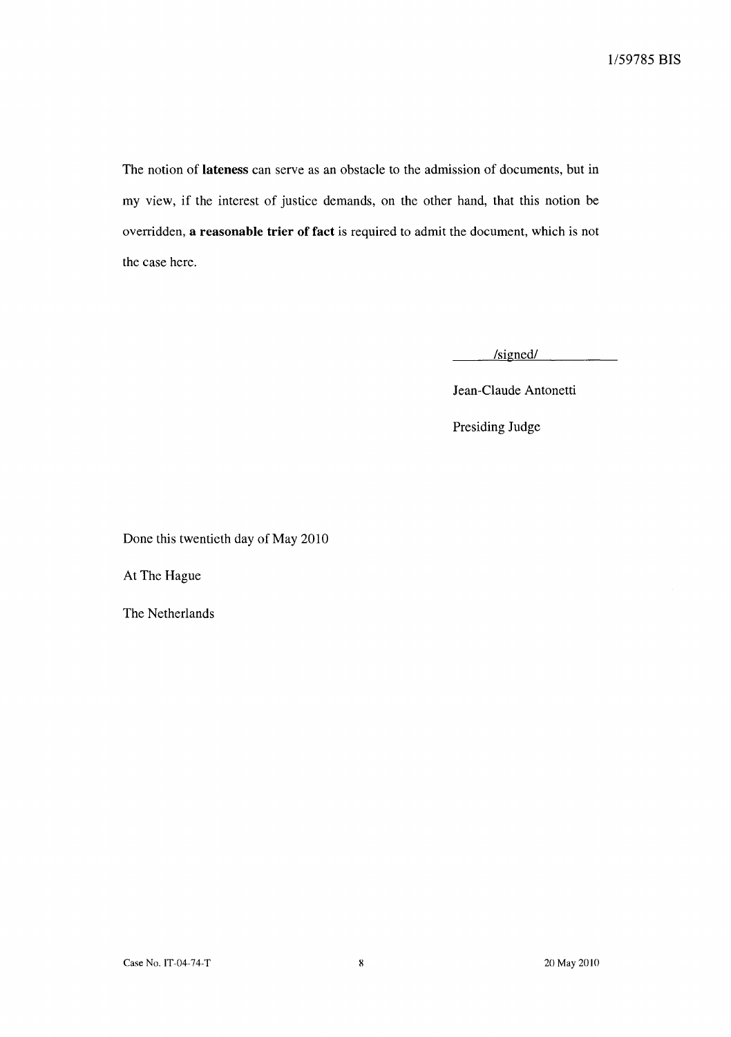The notion of **lateness** can serve as an obstacle to the admission of documents, but in my view, if the interest of justice demands, on the other hand, that this notion be overridden, **a reasonable trier of fact** is required to admit the document, which is not the case here.

/signed/

Jean-Claude Antonetti

Presiding Judge

Done this twentieth day of May 2010

At The Hague

The Netherlands